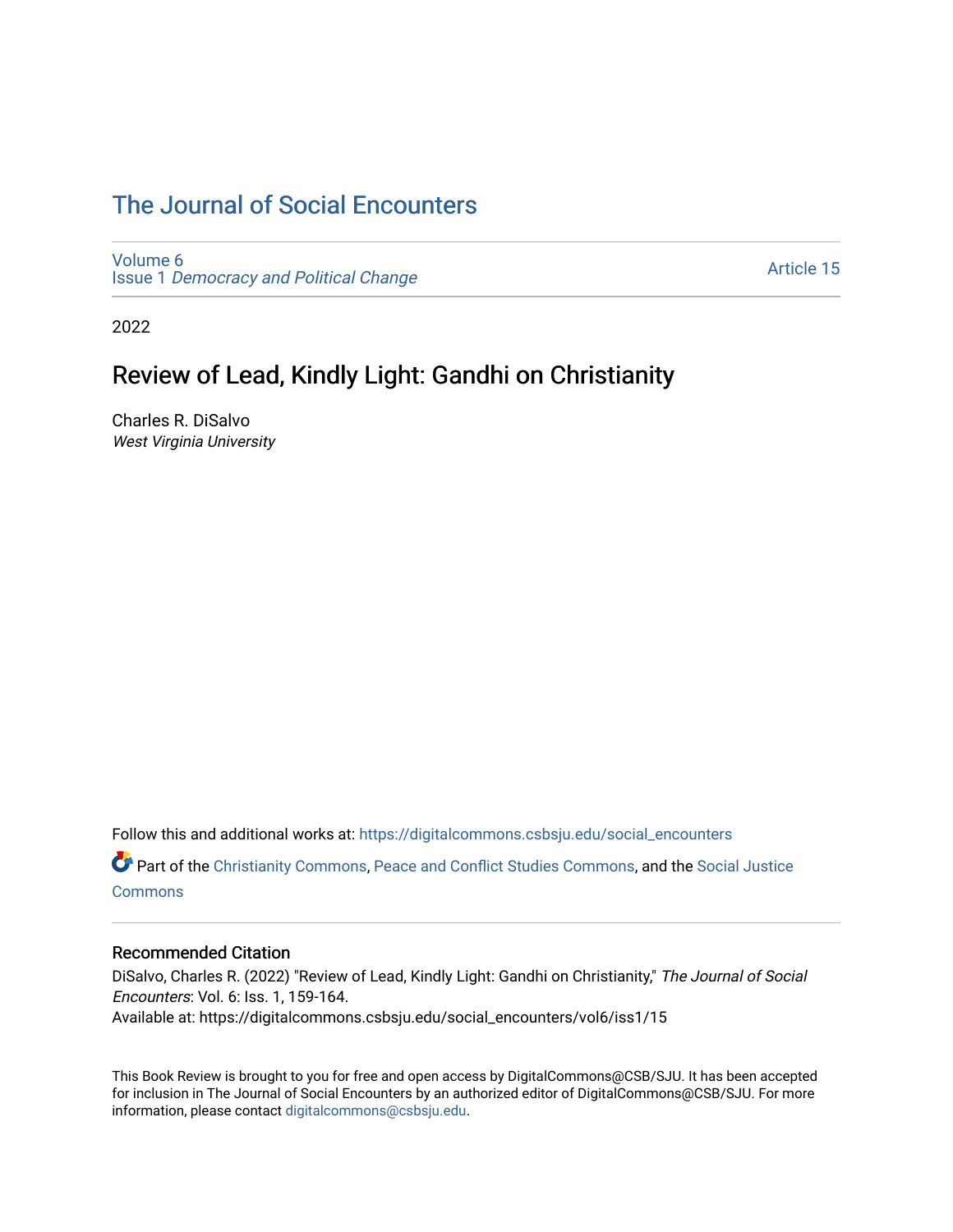# The Journal of Social Encounters

Volume 6
Issue 1 *Democracy and Political Change*

Article 15

2022

## Review of Lead, Kindly Light: Gandhi on Christianity

Charles R. DiSalvo
*West Virginia University*

Follow this and additional works at: https://digitalcommons.csbsju.edu/social_encounters

Part of the Christianity Commons, Peace and Conflict Studies Commons, and the Social Justice Commons

### Recommended Citation

DiSalvo, Charles R. (2022) "Review of Lead, Kindly Light: Gandhi on Christianity," *The Journal of Social Encounters*: Vol. 6: Iss. 1, 159-164.
Available at: https://digitalcommons.csbsju.edu/social_encounters/vol6/iss1/15

This Book Review is brought to you for free and open access by DigitalCommons@CSB/SJU. It has been accepted for inclusion in The Journal of Social Encounters by an authorized editor of DigitalCommons@CSB/SJU. For more information, please contact digitalcommons@csbsju.edu.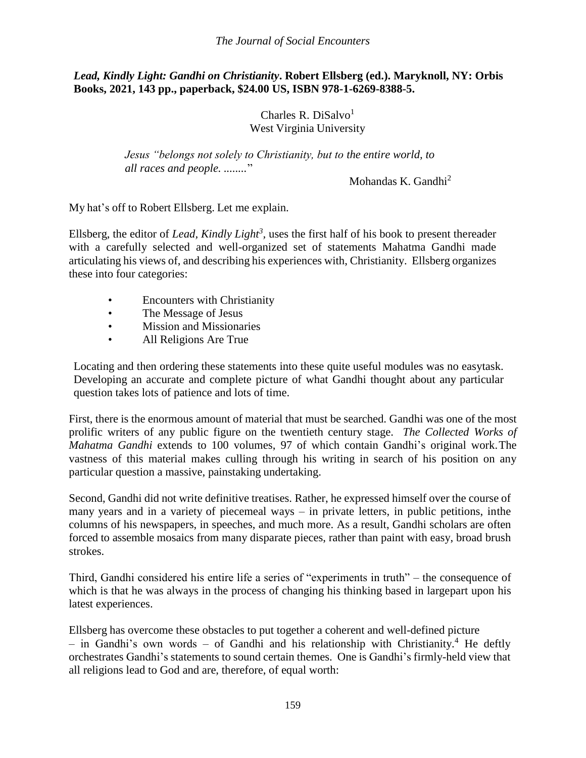***Lead, Kindly Light: Gandhi on Christianity*. Robert Ellsberg (ed.). Maryknoll, NY: Orbis Books, 2021, 143 pp., paperback, $24.00 US, ISBN 978-1-6269-8388-5.**

Charles R. DiSalvo[1]
West Virginia University

> *Jesus "belongs not solely to Christianity, but to the entire world, to all races and people. ........"*
>
> Mohandas K. Gandhi[2]

My hat's off to Robert Ellsberg. Let me explain.

Ellsberg, the editor of *Lead, Kindly Light*[3], uses the first half of his book to present thereader with a carefully selected and well-organized set of statements Mahatma Gandhi made articulating his views of, and describing his experiences with, Christianity. Ellsberg organizes these into four categories:

- Encounters with Christianity
- The Message of Jesus
- Mission and Missionaries
- All Religions Are True

Locating and then ordering these statements into these quite useful modules was no easytask. Developing an accurate and complete picture of what Gandhi thought about any particular question takes lots of patience and lots of time.

First, there is the enormous amount of material that must be searched. Gandhi was one of the most prolific writers of any public figure on the twentieth century stage. *The Collected Works of Mahatma Gandhi* extends to 100 volumes, 97 of which contain Gandhi's original work.The vastness of this material makes culling through his writing in search of his position on any particular question a massive, painstaking undertaking.

Second, Gandhi did not write definitive treatises. Rather, he expressed himself over the course of many years and in a variety of piecemeal ways – in private letters, in public petitions, inthe columns of his newspapers, in speeches, and much more. As a result, Gandhi scholars are often forced to assemble mosaics from many disparate pieces, rather than paint with easy, broad brush strokes.

Third, Gandhi considered his entire life a series of "experiments in truth" – the consequence of which is that he was always in the process of changing his thinking based in largepart upon his latest experiences.

Ellsberg has overcome these obstacles to put together a coherent and well-defined picture – in Gandhi's own words – of Gandhi and his relationship with Christianity.[4] He deftly orchestrates Gandhi's statements to sound certain themes. One is Gandhi's firmly-held view that all religions lead to God and are, therefore, of equal worth: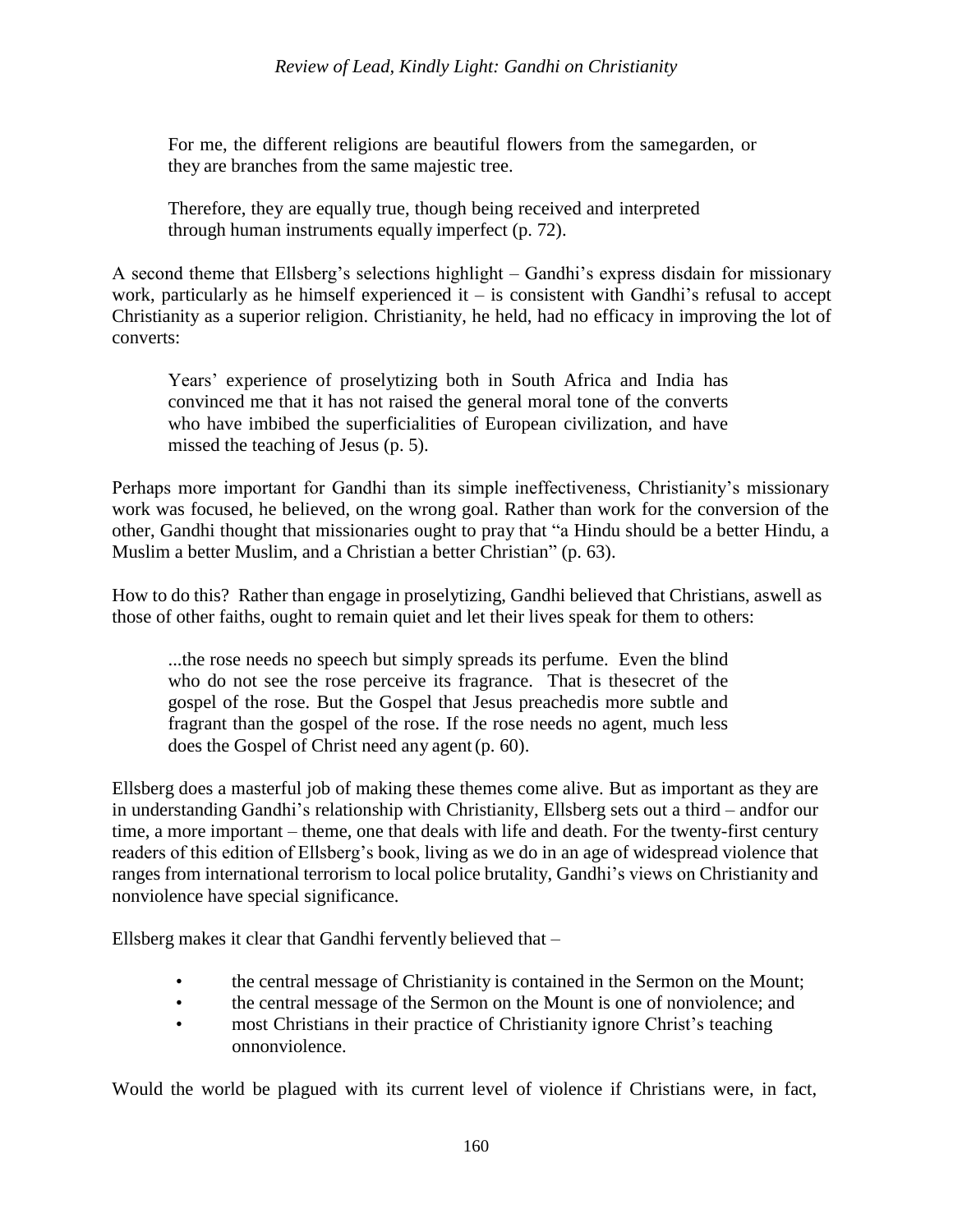> For me, the different religions are beautiful flowers from the samegarden, or they are branches from the same majestic tree.
>
> Therefore, they are equally true, though being received and interpreted through human instruments equally imperfect (p. 72).

A second theme that Ellsberg's selections highlight – Gandhi's express disdain for missionary work, particularly as he himself experienced it – is consistent with Gandhi's refusal to accept Christianity as a superior religion. Christianity, he held, had no efficacy in improving the lot of converts:

> Years' experience of proselytizing both in South Africa and India has convinced me that it has not raised the general moral tone of the converts who have imbibed the superficialities of European civilization, and have missed the teaching of Jesus (p. 5).

Perhaps more important for Gandhi than its simple ineffectiveness, Christianity's missionary work was focused, he believed, on the wrong goal. Rather than work for the conversion of the other, Gandhi thought that missionaries ought to pray that "a Hindu should be a better Hindu, a Muslim a better Muslim, and a Christian a better Christian" (p. 63).

How to do this? Rather than engage in proselytizing, Gandhi believed that Christians, aswell as those of other faiths, ought to remain quiet and let their lives speak for them to others:

> ...the rose needs no speech but simply spreads its perfume. Even the blind who do not see the rose perceive its fragrance. That is thesecret of the gospel of the rose. But the Gospel that Jesus preachedis more subtle and fragrant than the gospel of the rose. If the rose needs no agent, much less does the Gospel of Christ need any agent (p. 60).

Ellsberg does a masterful job of making these themes come alive. But as important as they are in understanding Gandhi's relationship with Christianity, Ellsberg sets out a third – andfor our time, a more important – theme, one that deals with life and death. For the twenty-first century readers of this edition of Ellsberg's book, living as we do in an age of widespread violence that ranges from international terrorism to local police brutality, Gandhi's views on Christianity and nonviolence have special significance.

Ellsberg makes it clear that Gandhi fervently believed that –

- the central message of Christianity is contained in the Sermon on the Mount;
- the central message of the Sermon on the Mount is one of nonviolence; and
- most Christians in their practice of Christianity ignore Christ's teaching onnonviolence.

Would the world be plagued with its current level of violence if Christians were, in fact,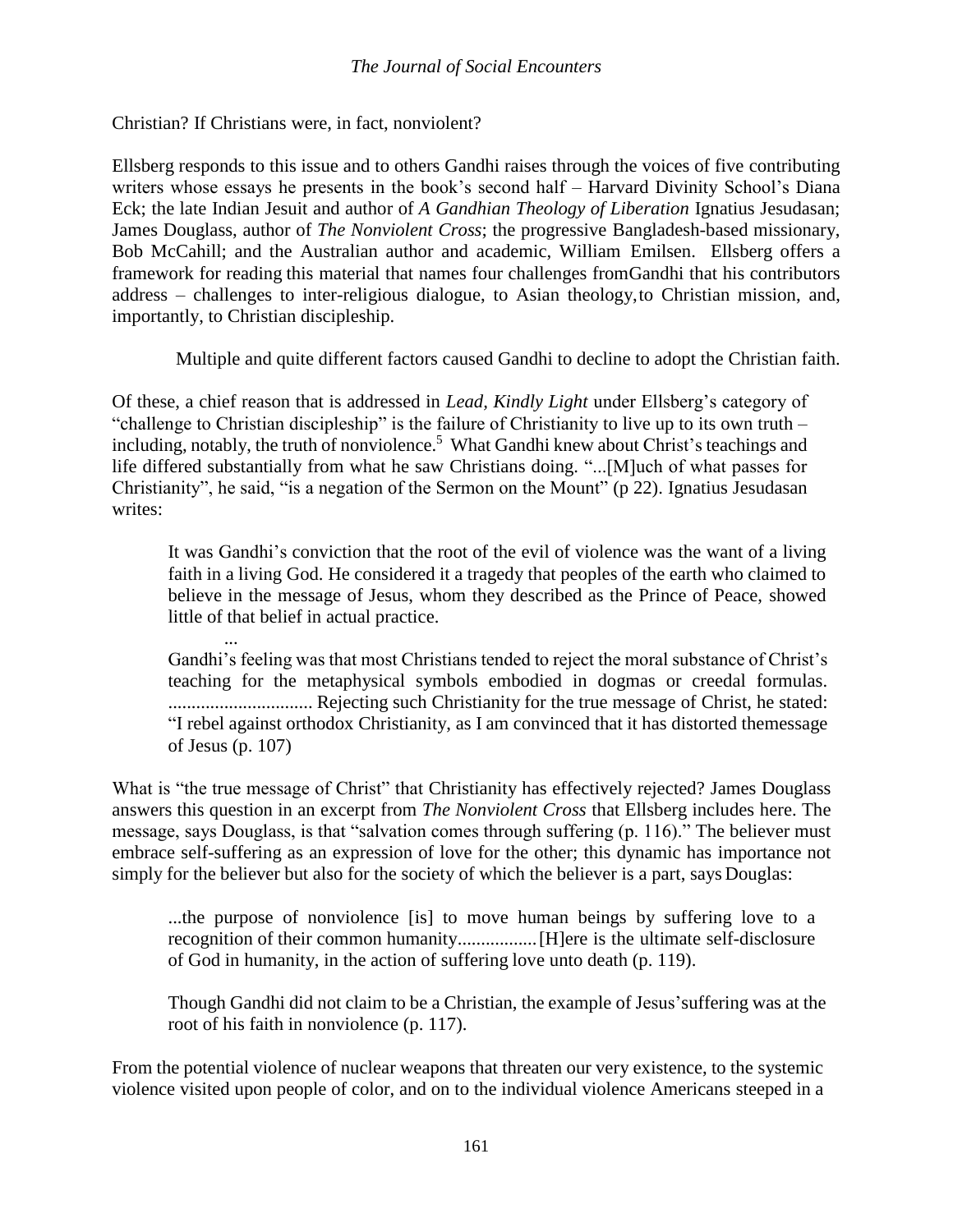Christian? If Christians were, in fact, nonviolent?

Ellsberg responds to this issue and to others Gandhi raises through the voices of five contributing writers whose essays he presents in the book's second half – Harvard Divinity School's Diana Eck; the late Indian Jesuit and author of *A Gandhian Theology of Liberation* Ignatius Jesudasan; James Douglass, author of *The Nonviolent Cross*; the progressive Bangladesh-based missionary, Bob McCahill; and the Australian author and academic, William Emilsen. Ellsberg offers a framework for reading this material that names four challenges fromGandhi that his contributors address – challenges to inter-religious dialogue, to Asian theology,to Christian mission, and, importantly, to Christian discipleship.

Multiple and quite different factors caused Gandhi to decline to adopt the Christian faith.

Of these, a chief reason that is addressed in *Lead, Kindly Light* under Ellsberg's category of "challenge to Christian discipleship" is the failure of Christianity to live up to its own truth – including, notably, the truth of nonviolence.[5] What Gandhi knew about Christ's teachings and life differed substantially from what he saw Christians doing. "...[M]uch of what passes for Christianity", he said, "is a negation of the Sermon on the Mount" (p 22). Ignatius Jesudasan writes:

> It was Gandhi's conviction that the root of the evil of violence was the want of a living faith in a living God. He considered it a tragedy that peoples of the earth who claimed to believe in the message of Jesus, whom they described as the Prince of Peace, showed little of that belief in actual practice.
>
> ...
>
> Gandhi's feeling was that most Christians tended to reject the moral substance of Christ's teaching for the metaphysical symbols embodied in dogmas or creedal formulas. ............................... Rejecting such Christianity for the true message of Christ, he stated: "I rebel against orthodox Christianity, as I am convinced that it has distorted themessage of Jesus (p. 107)

What is "the true message of Christ" that Christianity has effectively rejected? James Douglass answers this question in an excerpt from *The Nonviolent Cross* that Ellsberg includes here. The message, says Douglass, is that "salvation comes through suffering (p. 116)." The believer must embrace self-suffering as an expression of love for the other; this dynamic has importance not simply for the believer but also for the society of which the believer is a part, says Douglas:

> ...the purpose of nonviolence [is] to move human beings by suffering love to a recognition of their common humanity.................[H]ere is the ultimate self-disclosure of God in humanity, in the action of suffering love unto death (p. 119).
>
> Though Gandhi did not claim to be a Christian, the example of Jesus'suffering was at the root of his faith in nonviolence (p. 117).

From the potential violence of nuclear weapons that threaten our very existence, to the systemic violence visited upon people of color, and on to the individual violence Americans steeped in a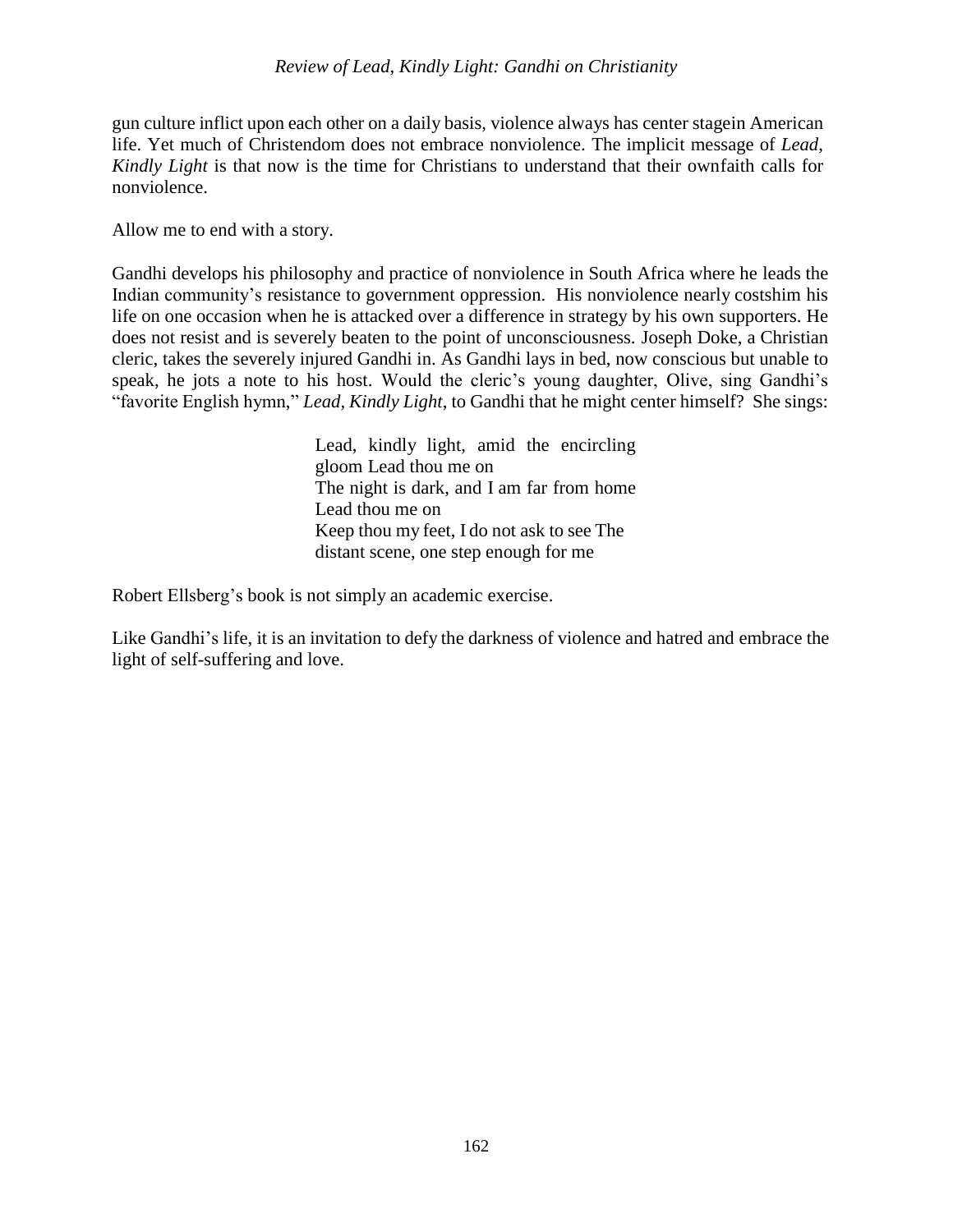gun culture inflict upon each other on a daily basis, violence always has center stagein American life. Yet much of Christendom does not embrace nonviolence. The implicit message of *Lead, Kindly Light* is that now is the time for Christians to understand that their ownfaith calls for nonviolence.

Allow me to end with a story.

Gandhi develops his philosophy and practice of nonviolence in South Africa where he leads the Indian community's resistance to government oppression. His nonviolence nearly costshim his life on one occasion when he is attacked over a difference in strategy by his own supporters. He does not resist and is severely beaten to the point of unconsciousness. Joseph Doke, a Christian cleric, takes the severely injured Gandhi in. As Gandhi lays in bed, now conscious but unable to speak, he jots a note to his host. Would the cleric's young daughter, Olive, sing Gandhi's "favorite English hymn," *Lead, Kindly Light*, to Gandhi that he might center himself? She sings:

> Lead, kindly light, amid the encircling gloom Lead thou me on
> The night is dark, and I am far from home
> Lead thou me on
> Keep thou my feet, I do not ask to see The distant scene, one step enough for me

Robert Ellsberg's book is not simply an academic exercise.

Like Gandhi's life, it is an invitation to defy the darkness of violence and hatred and embrace the light of self-suffering and love.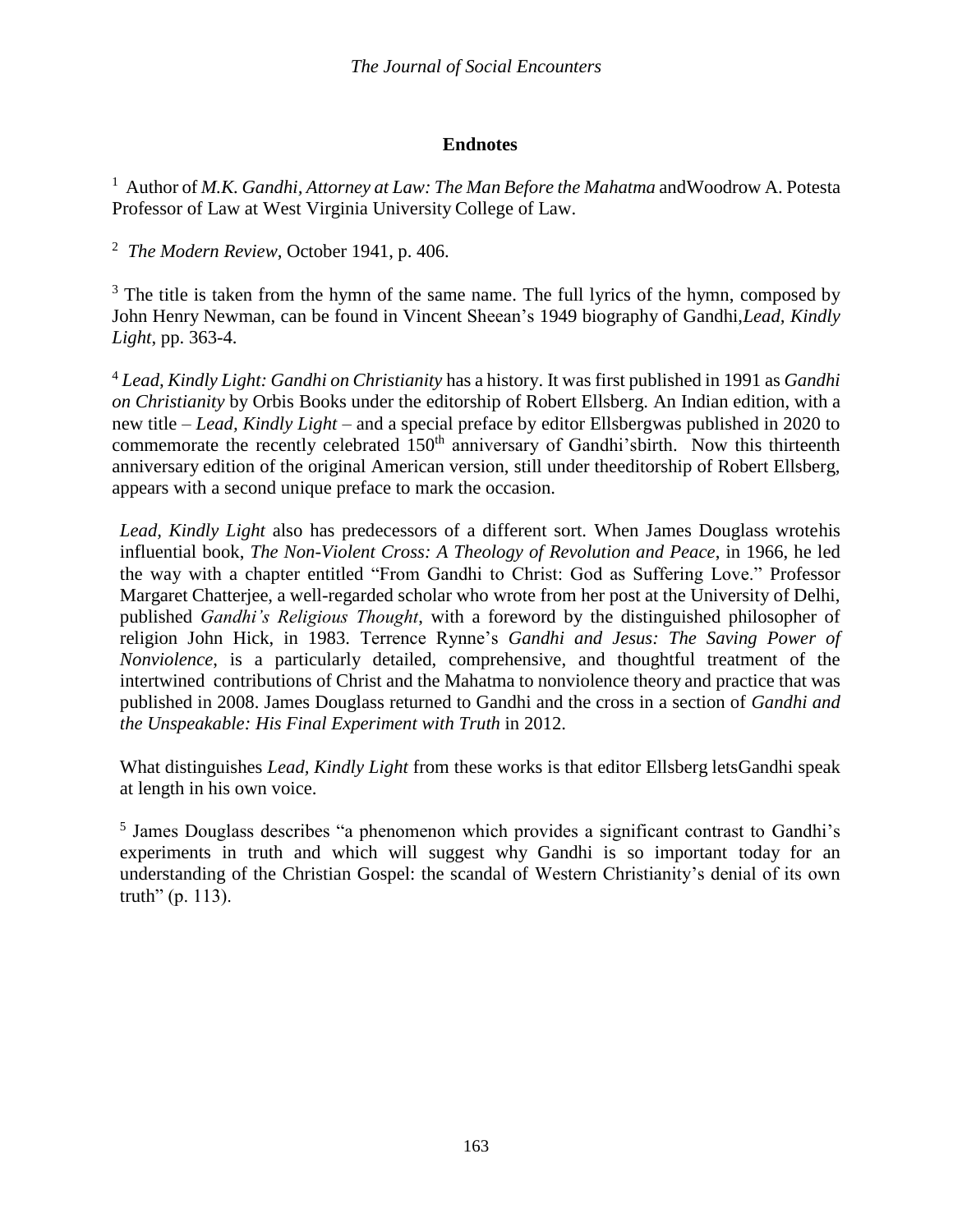## Endnotes

[1] Author of *M.K. Gandhi, Attorney at Law: The Man Before the Mahatma* andWoodrow A. Potesta Professor of Law at West Virginia University College of Law.

[2] *The Modern Review*, October 1941, p. 406.

[3] The title is taken from the hymn of the same name. The full lyrics of the hymn, composed by John Henry Newman, can be found in Vincent Sheean's 1949 biography of Gandhi,*Lead, Kindly Light*, pp. 363-4.

[4] *Lead, Kindly Light: Gandhi on Christianity* has a history. It was first published in 1991 as *Gandhi on Christianity* by Orbis Books under the editorship of Robert Ellsberg. An Indian edition, with a new title – *Lead, Kindly Light* – and a special preface by editor Ellsbergwas published in 2020 to commemorate the recently celebrated 150th anniversary of Gandhi'sbirth. Now this thirteenth anniversary edition of the original American version, still under theeditorship of Robert Ellsberg, appears with a second unique preface to mark the occasion.

*Lead, Kindly Light* also has predecessors of a different sort. When James Douglass wrotehis influential book, *The Non-Violent Cross: A Theology of Revolution and Peace*, in 1966, he led the way with a chapter entitled "From Gandhi to Christ: God as Suffering Love." Professor Margaret Chatterjee, a well-regarded scholar who wrote from her post at the University of Delhi, published *Gandhi's Religious Thought*, with a foreword by the distinguished philosopher of religion John Hick, in 1983. Terrence Rynne's *Gandhi and Jesus: The Saving Power of Nonviolence*, is a particularly detailed, comprehensive, and thoughtful treatment of the intertwined contributions of Christ and the Mahatma to nonviolence theory and practice that was published in 2008. James Douglass returned to Gandhi and the cross in a section of *Gandhi and the Unspeakable: His Final Experiment with Truth* in 2012.

What distinguishes *Lead, Kindly Light* from these works is that editor Ellsberg letsGandhi speak at length in his own voice.

[5] James Douglass describes "a phenomenon which provides a significant contrast to Gandhi's experiments in truth and which will suggest why Gandhi is so important today for an understanding of the Christian Gospel: the scandal of Western Christianity's denial of its own truth" (p. 113).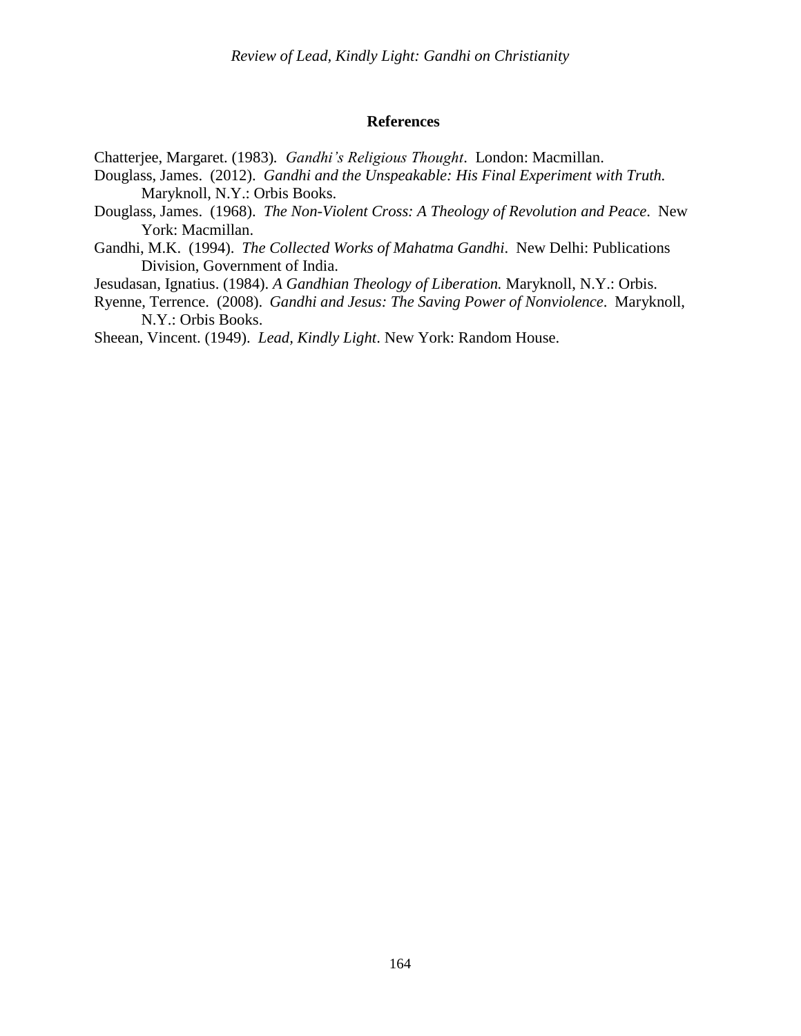## References

Chatterjee, Margaret. (1983). *Gandhi's Religious Thought*. London: Macmillan.

Douglass, James. (2012). *Gandhi and the Unspeakable: His Final Experiment with Truth.* Maryknoll, N.Y.: Orbis Books.

Douglass, James. (1968). *The Non-Violent Cross: A Theology of Revolution and Peace*. New York: Macmillan.

Gandhi, M.K. (1994). *The Collected Works of Mahatma Gandhi*. New Delhi: Publications Division, Government of India.

Jesudasan, Ignatius. (1984). *A Gandhian Theology of Liberation.* Maryknoll, N.Y.: Orbis.

Ryenne, Terrence. (2008). *Gandhi and Jesus: The Saving Power of Nonviolence*. Maryknoll, N.Y.: Orbis Books.

Sheean, Vincent. (1949). *Lead, Kindly Light*. New York: Random House.